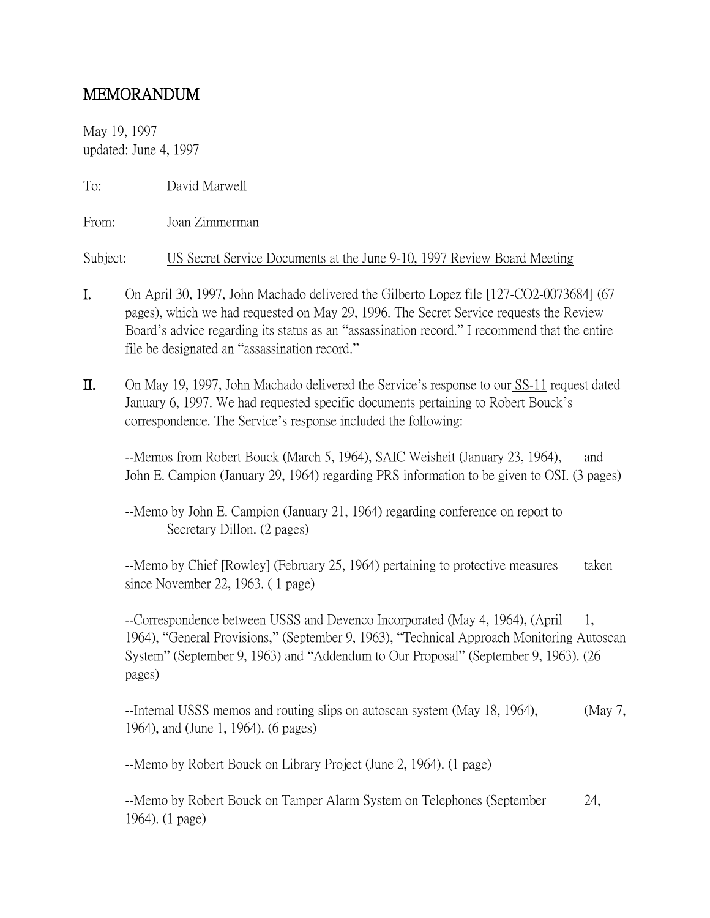# MEMORANDUM

May 19, 1997
updated: June 4, 1997

To: David Marwell

From: Joan Zimmerman

Subject: US Secret Service Documents at the June 9-10, 1997 Review Board Meeting

I. On April 30, 1997, John Machado delivered the Gilberto Lopez file [127-CO2-0073684] (67 pages), which we had requested on May 29, 1996. The Secret Service requests the Review Board's advice regarding its status as an "assassination record." I recommend that the entire file be designated an "assassination record."

II. On May 19, 1997, John Machado delivered the Service's response to our SS-11 request dated January 6, 1997. We had requested specific documents pertaining to Robert Bouck's correspondence. The Service's response included the following:

--Memos from Robert Bouck (March 5, 1964), SAIC Weisheit (January 23, 1964), and John E. Campion (January 29, 1964) regarding PRS information to be given to OSI. (3 pages)

--Memo by John E. Campion (January 21, 1964) regarding conference on report to Secretary Dillon. (2 pages)

--Memo by Chief [Rowley] (February 25, 1964) pertaining to protective measures taken since November 22, 1963. ( 1 page)

--Correspondence between USSS and Devenco Incorporated (May 4, 1964), (April 1, 1964), "General Provisions," (September 9, 1963), "Technical Approach Monitoring Autoscan System" (September 9, 1963) and "Addendum to Our Proposal" (September 9, 1963). (26 pages)

--Internal USSS memos and routing slips on autoscan system (May 18, 1964), (May 7, 1964), and (June 1, 1964). (6 pages)

--Memo by Robert Bouck on Library Project (June 2, 1964). (1 page)

--Memo by Robert Bouck on Tamper Alarm System on Telephones (September 24, 1964). (1 page)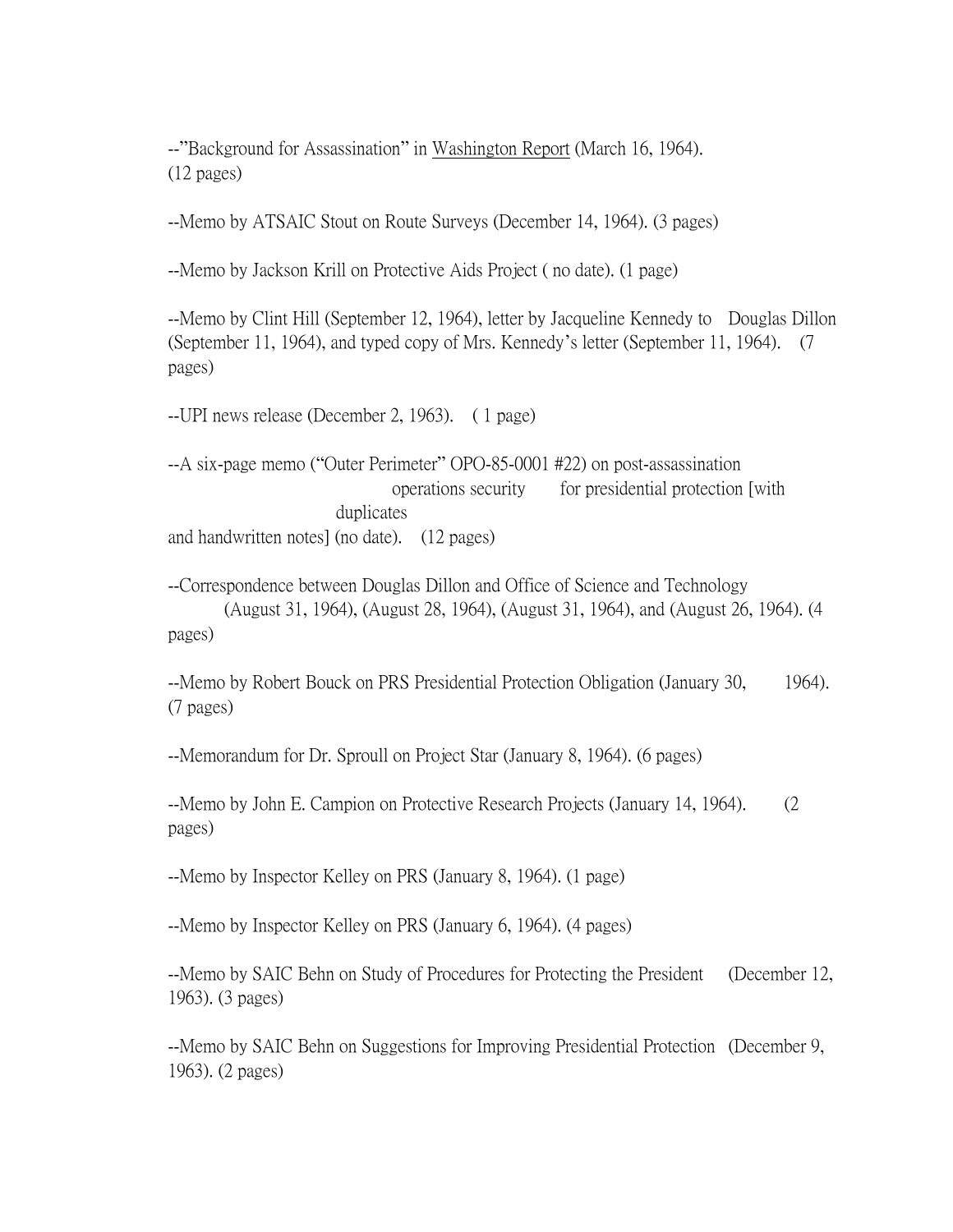--"Background for Assassination" in Washington Report (March 16, 1964). (12 pages)

--Memo by ATSAIC Stout on Route Surveys (December 14, 1964). (3 pages)

--Memo by Jackson Krill on Protective Aids Project ( no date). (1 page)

--Memo by Clint Hill (September 12, 1964), letter by Jacqueline Kennedy to Douglas Dillon (September 11, 1964), and typed copy of Mrs. Kennedy's letter (September 11, 1964). (7 pages)

--UPI news release (December 2, 1963). ( 1 page)

--A six-page memo ("Outer Perimeter" OPO-85-0001 #22) on post-assassination operations security for presidential protection [with duplicates and handwritten notes] (no date). (12 pages)

--Correspondence between Douglas Dillon and Office of Science and Technology (August 31, 1964), (August 28, 1964), (August 31, 1964), and (August 26, 1964). (4 pages)

--Memo by Robert Bouck on PRS Presidential Protection Obligation (January 30, 1964). (7 pages)

--Memorandum for Dr. Sproull on Project Star (January 8, 1964). (6 pages)

--Memo by John E. Campion on Protective Research Projects (January 14, 1964). (2 pages)

--Memo by Inspector Kelley on PRS (January 8, 1964). (1 page)

--Memo by Inspector Kelley on PRS (January 6, 1964). (4 pages)

--Memo by SAIC Behn on Study of Procedures for Protecting the President (December 12, 1963). (3 pages)

--Memo by SAIC Behn on Suggestions for Improving Presidential Protection (December 9, 1963). (2 pages)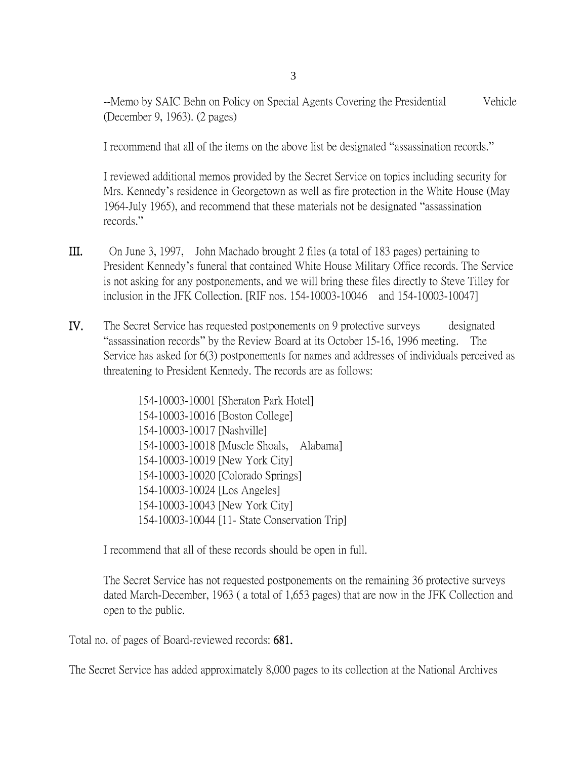--Memo by SAIC Behn on Policy on Special Agents Covering the Presidential Vehicle (December 9, 1963). (2 pages)

I recommend that all of the items on the above list be designated "assassination records."

I reviewed additional memos provided by the Secret Service on topics including security for Mrs. Kennedy's residence in Georgetown as well as fire protection in the White House (May 1964-July 1965), and recommend that these materials not be designated "assassination records."

III. On June 3, 1997, John Machado brought 2 files (a total of 183 pages) pertaining to President Kennedy's funeral that contained White House Military Office records. The Service is not asking for any postponements, and we will bring these files directly to Steve Tilley for inclusion in the JFK Collection. [RIF nos. 154-10003-10046 and 154-10003-10047]

IV. The Secret Service has requested postponements on 9 protective surveys designated "assassination records" by the Review Board at its October 15-16, 1996 meeting. The Service has asked for 6(3) postponements for names and addresses of individuals perceived as threatening to President Kennedy. The records are as follows:

154-10003-10001 [Sheraton Park Hotel]
154-10003-10016 [Boston College]
154-10003-10017 [Nashville]
154-10003-10018 [Muscle Shoals, Alabama]
154-10003-10019 [New York City]
154-10003-10020 [Colorado Springs]
154-10003-10024 [Los Angeles]
154-10003-10043 [New York City]
154-10003-10044 [11- State Conservation Trip]

I recommend that all of these records should be open in full.

The Secret Service has not requested postponements on the remaining 36 protective surveys dated March-December, 1963 ( a total of 1,653 pages) that are now in the JFK Collection and open to the public.

Total no. of pages of Board-reviewed records: **681.**

The Secret Service has added approximately 8,000 pages to its collection at the National Archives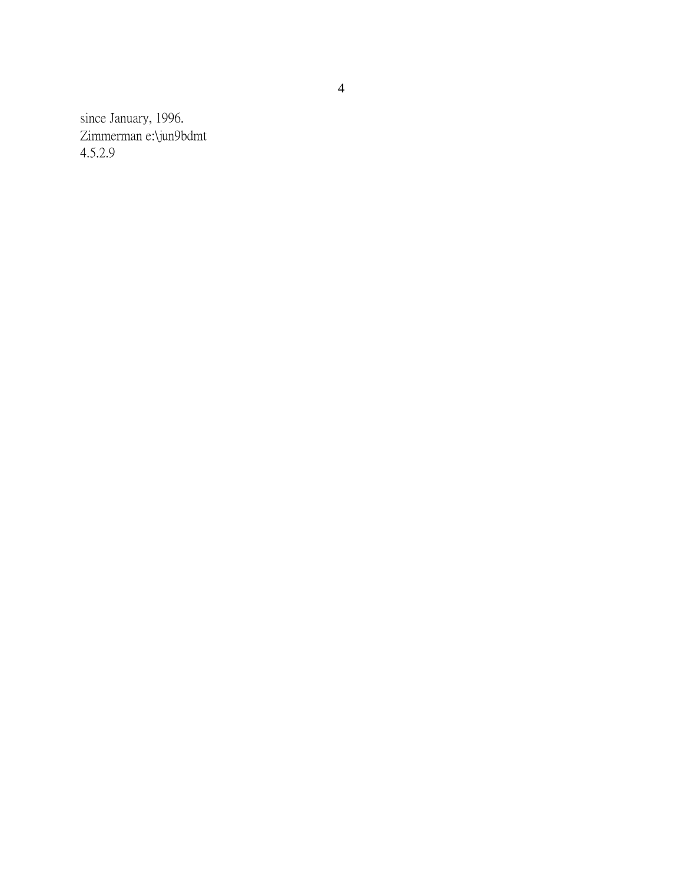since January, 1996.
Zimmerman e:\jun9bdmt
4.5.2.9